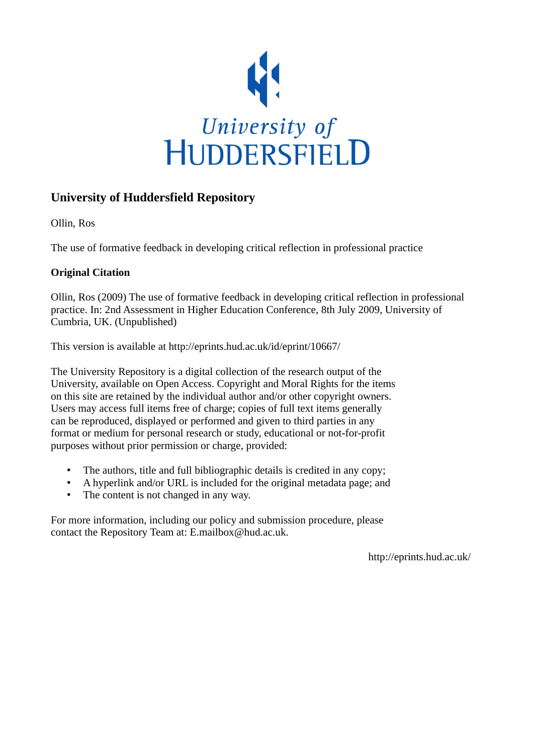University of
HUDDERSFIELD

## University of Huddersfield Repository

Ollin, Ros

The use of formative feedback in developing critical reflection in professional practice

**Original Citation**

Ollin, Ros (2009) The use of formative feedback in developing critical reflection in professional practice. In: 2nd Assessment in Higher Education Conference, 8th July 2009, University of Cumbria, UK. (Unpublished)

This version is available at http://eprints.hud.ac.uk/id/eprint/10667/

The University Repository is a digital collection of the research output of the University, available on Open Access. Copyright and Moral Rights for the items on this site are retained by the individual author and/or other copyright owners. Users may access full items free of charge; copies of full text items generally can be reproduced, displayed or performed and given to third parties in any format or medium for personal research or study, educational or not-for-profit purposes without prior permission or charge, provided:

- The authors, title and full bibliographic details is credited in any copy;
- A hyperlink and/or URL is included for the original metadata page; and
- The content is not changed in any way.

For more information, including our policy and submission procedure, please contact the Repository Team at: E.mailbox@hud.ac.uk.

http://eprints.hud.ac.uk/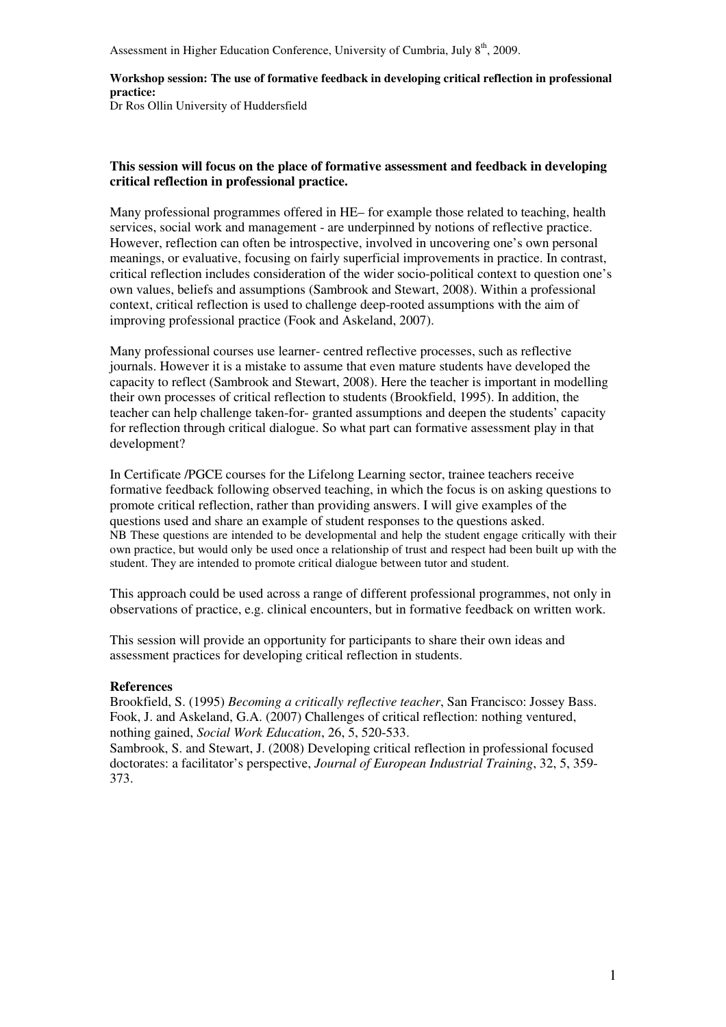Assessment in Higher Education Conference, University of Cumbria, July 8th, 2009.

**Workshop session: The use of formative feedback in developing critical reflection in professional practice:**
Dr Ros Ollin University of Huddersfield

**This session will focus on the place of formative assessment and feedback in developing critical reflection in professional practice.**

Many professional programmes offered in HE– for example those related to teaching, health services, social work and management - are underpinned by notions of reflective practice. However, reflection can often be introspective, involved in uncovering one's own personal meanings, or evaluative, focusing on fairly superficial improvements in practice. In contrast, critical reflection includes consideration of the wider socio-political context to question one's own values, beliefs and assumptions (Sambrook and Stewart, 2008). Within a professional context, critical reflection is used to challenge deep-rooted assumptions with the aim of improving professional practice (Fook and Askeland, 2007).

Many professional courses use learner- centred reflective processes, such as reflective journals. However it is a mistake to assume that even mature students have developed the capacity to reflect (Sambrook and Stewart, 2008). Here the teacher is important in modelling their own processes of critical reflection to students (Brookfield, 1995). In addition, the teacher can help challenge taken-for- granted assumptions and deepen the students' capacity for reflection through critical dialogue. So what part can formative assessment play in that development?

In Certificate /PGCE courses for the Lifelong Learning sector, trainee teachers receive formative feedback following observed teaching, in which the focus is on asking questions to promote critical reflection, rather than providing answers. I will give examples of the questions used and share an example of student responses to the questions asked.
NB These questions are intended to be developmental and help the student engage critically with their own practice, but would only be used once a relationship of trust and respect had been built up with the student. They are intended to promote critical dialogue between tutor and student.

This approach could be used across a range of different professional programmes, not only in observations of practice, e.g. clinical encounters, but in formative feedback on written work.

This session will provide an opportunity for participants to share their own ideas and assessment practices for developing critical reflection in students.

**References**
Brookfield, S. (1995) *Becoming a critically reflective teacher*, San Francisco: Jossey Bass.
Fook, J. and Askeland, G.A. (2007) Challenges of critical reflection: nothing ventured, nothing gained, *Social Work Education*, 26, 5, 520-533.
Sambrook, S. and Stewart, J. (2008) Developing critical reflection in professional focused doctorates: a facilitator's perspective, *Journal of European Industrial Training*, 32, 5, 359-373.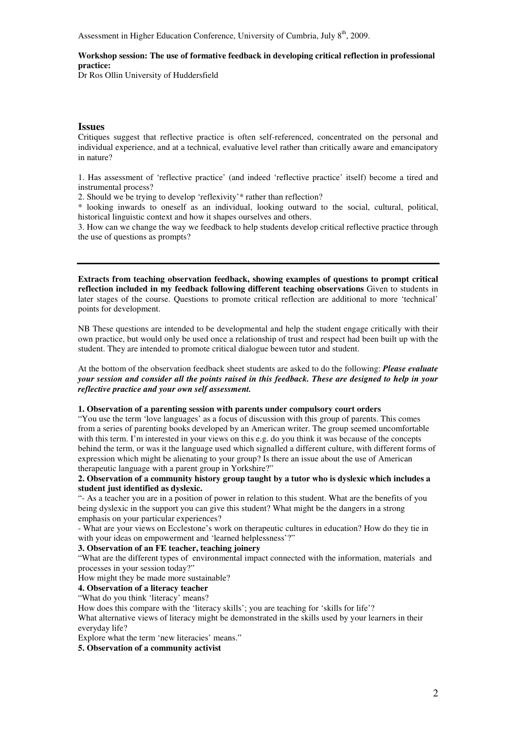Assessment in Higher Education Conference, University of Cumbria, July 8th, 2009.

**Workshop session: The use of formative feedback in developing critical reflection in professional practice:**
Dr Ros Ollin University of Huddersfield

## Issues

Critiques suggest that reflective practice is often self-referenced, concentrated on the personal and individual experience, and at a technical, evaluative level rather than critically aware and emancipatory in nature?

1. Has assessment of 'reflective practice' (and indeed 'reflective practice' itself) become a tired and instrumental process?
2. Should we be trying to develop 'reflexivity'* rather than reflection?

\* looking inwards to oneself as an individual, looking outward to the social, cultural, political, historical linguistic context and how it shapes ourselves and others.

3. How can we change the way we feedback to help students develop critical reflective practice through the use of questions as prompts?

---

**Extracts from teaching observation feedback, showing examples of questions to prompt critical reflection included in my feedback following different teaching observations** Given to students in later stages of the course. Questions to promote critical reflection are additional to more 'technical' points for development.

NB These questions are intended to be developmental and help the student engage critically with their own practice, but would only be used once a relationship of trust and respect had been built up with the student. They are intended to promote critical dialogue beween tutor and student.

At the bottom of the observation feedback sheet students are asked to do the following: ***Please evaluate your session and consider all the points raised in this feedback. These are designed to help in your reflective practice and your own self assessment.***

**1. Observation of a parenting session with parents under compulsory court orders**

"You use the term 'love languages' as a focus of discussion with this group of parents. This comes from a series of parenting books developed by an American writer. The group seemed uncomfortable with this term. I'm interested in your views on this e.g. do you think it was because of the concepts behind the term, or was it the language used which signalled a different culture, with different forms of expression which might be alienating to your group? Is there an issue about the use of American therapeutic language with a parent group in Yorkshire?"

**2. Observation of a community history group taught by a tutor who is dyslexic which includes a student just identified as dyslexic.**

"- As a teacher you are in a position of power in relation to this student. What are the benefits of you being dyslexic in the support you can give this student? What might be the dangers in a strong emphasis on your particular experiences?

- What are your views on Ecclestone's work on therapeutic cultures in education? How do they tie in with your ideas on empowerment and 'learned helplessness'?"

**3. Observation of an FE teacher, teaching joinery**

"What are the different types of environmental impact connected with the information, materials and processes in your session today?"

How might they be made more sustainable?

**4. Observation of a literacy teacher**

"What do you think 'literacy' means?

How does this compare with the 'literacy skills'; you are teaching for 'skills for life'?

What alternative views of literacy might be demonstrated in the skills used by your learners in their everyday life?

Explore what the term 'new literacies' means."

**5. Observation of a community activist**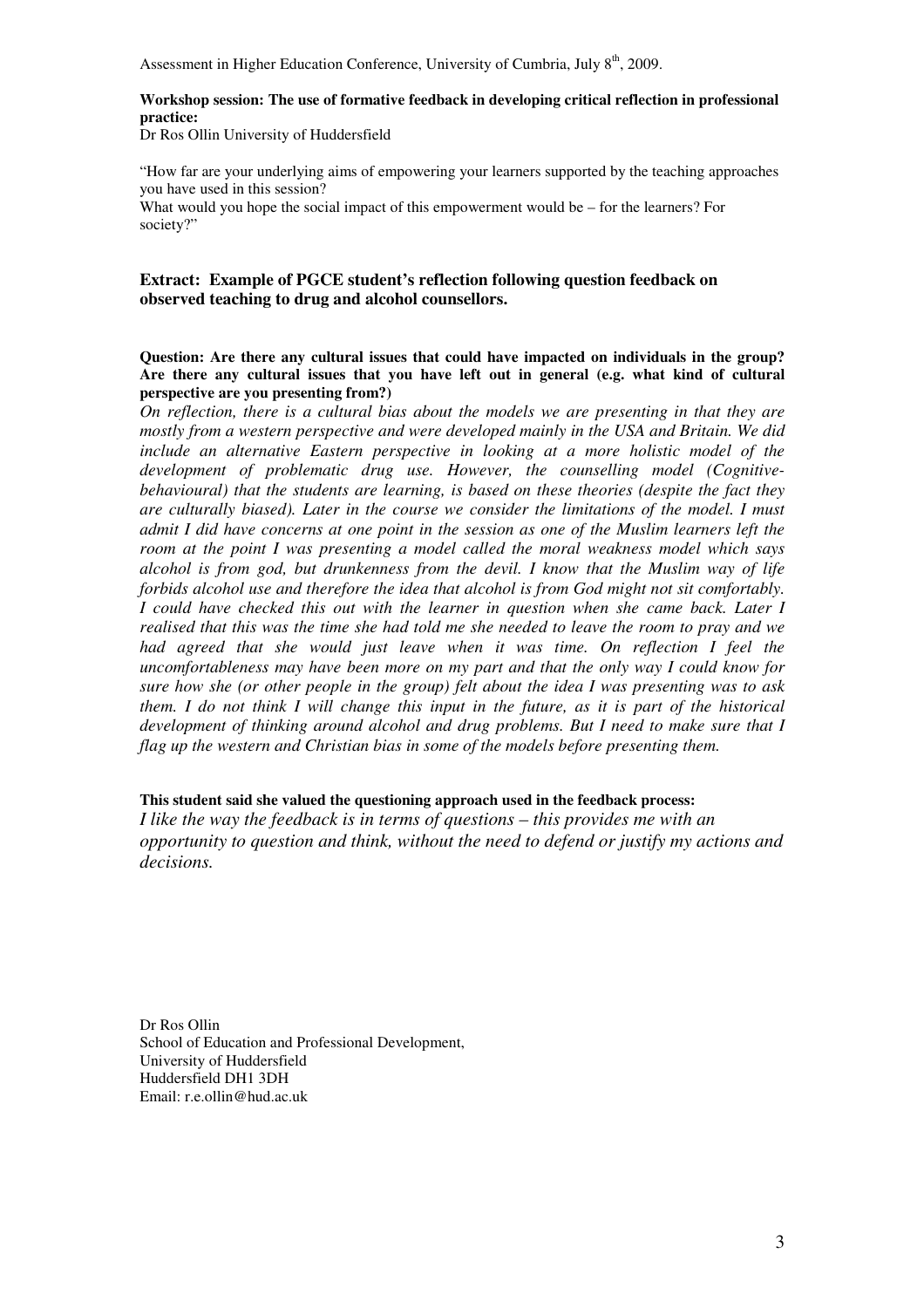Assessment in Higher Education Conference, University of Cumbria, July 8th, 2009.

**Workshop session: The use of formative feedback in developing critical reflection in professional practice:**
Dr Ros Ollin University of Huddersfield

"How far are your underlying aims of empowering your learners supported by the teaching approaches you have used in this session?
What would you hope the social impact of this empowerment would be – for the learners? For society?"

### Extract: Example of PGCE student's reflection following question feedback on observed teaching to drug and alcohol counsellors.

**Question: Are there any cultural issues that could have impacted on individuals in the group? Are there any cultural issues that you have left out in general (e.g. what kind of cultural perspective are you presenting from?)**

*On reflection, there is a cultural bias about the models we are presenting in that they are mostly from a western perspective and were developed mainly in the USA and Britain. We did include an alternative Eastern perspective in looking at a more holistic model of the development of problematic drug use. However, the counselling model (Cognitive-behavioural) that the students are learning, is based on these theories (despite the fact they are culturally biased). Later in the course we consider the limitations of the model. I must admit I did have concerns at one point in the session as one of the Muslim learners left the room at the point I was presenting a model called the moral weakness model which says alcohol is from god, but drunkenness from the devil. I know that the Muslim way of life forbids alcohol use and therefore the idea that alcohol is from God might not sit comfortably. I could have checked this out with the learner in question when she came back. Later I realised that this was the time she had told me she needed to leave the room to pray and we had agreed that she would just leave when it was time. On reflection I feel the uncomfortableness may have been more on my part and that the only way I could know for sure how she (or other people in the group) felt about the idea I was presenting was to ask them. I do not think I will change this input in the future, as it is part of the historical development of thinking around alcohol and drug problems. But I need to make sure that I flag up the western and Christian bias in some of the models before presenting them.*

**This student said she valued the questioning approach used in the feedback process:**
*I like the way the feedback is in terms of questions – this provides me with an opportunity to question and think, without the need to defend or justify my actions and decisions.*

Dr Ros Ollin
School of Education and Professional Development,
University of Huddersfield
Huddersfield DH1 3DH
Email: r.e.ollin@hud.ac.uk